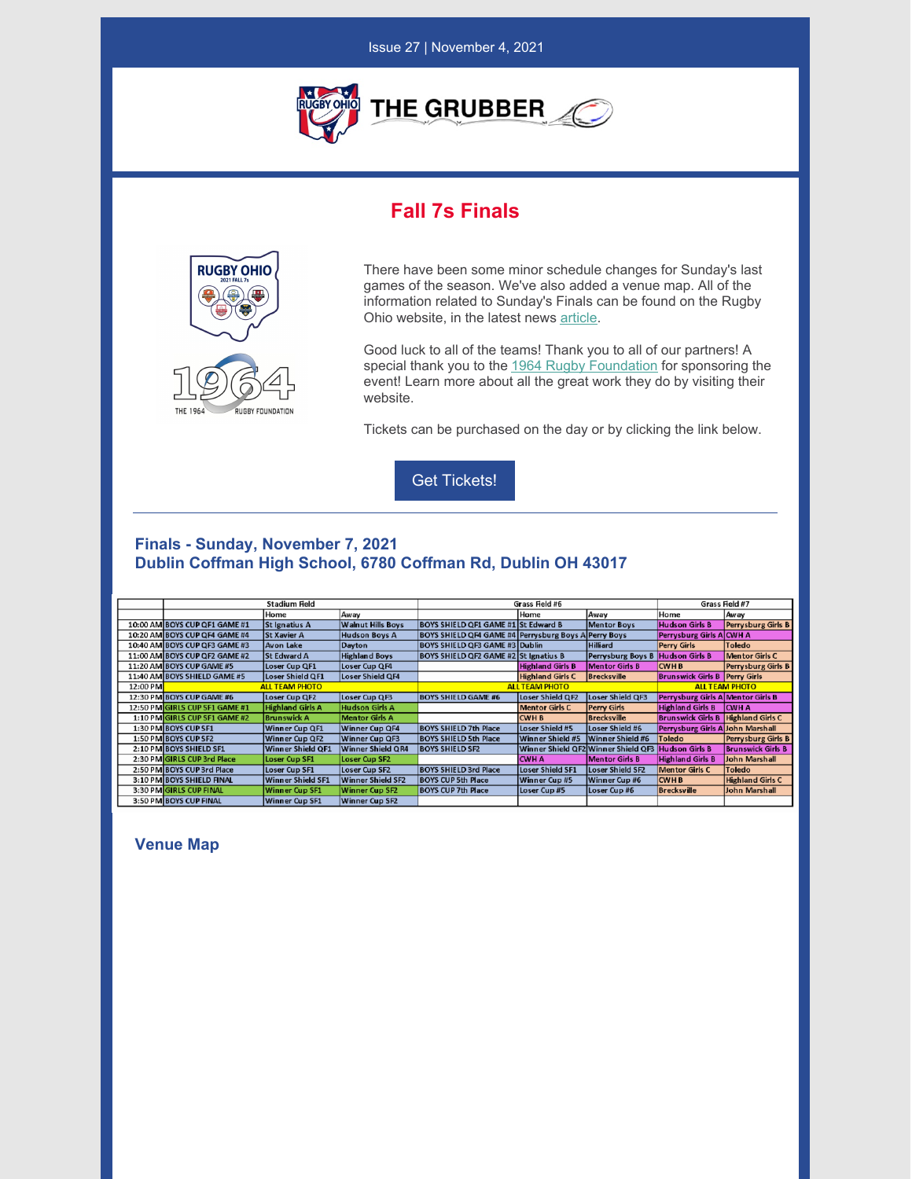Issue 27 | November 4, 2021

# THE GRUBBER

## Fall 7s Finals

There have been some minor schedule changes for Sunday's last games of the season. We've also added a venue map. All of the information related to Sunday's Finals can be found on the Rugby Ohio website, in the latest news article.

Good luck to all of the teams! Thank you to all of our partners! A special thank you to the 1964 Rugby Foundation for sponsoring the event! Learn more about all the great work they do by visiting their website.

Tickets can be purchased on the day or by clicking the link below.

Get Tickets!

### Finals - Sunday, November 7, 2021
### Dublin Coffman High School, 6780 Coffman Rd, Dublin OH 43017

| | Stadium Field | | | Grass Field #6 | | | Grass Field #7 | |
|---|---|---|---|---|---|---|---|---|
| | | Home | Away | | Home | Away | Home | Away |
| 10:00 AM | BOYS CUP QF1 GAME #1 | St Ignatius A | Walnut Hills Boys | BOYS SHIELD QF1 GAME #1 | St Edward B | Mentor Boys | Hudson Girls B | Perrysburg Girls B |
| 10:20 AM | BOYS CUP QF4 GAME #4 | St Xavier A | Hudson Boys A | BOYS SHIELD QF4 GAME #4 | Perrysburg Boys A | Perry Boys | Perrysburg Girls A | CWH A |
| 10:40 AM | BOYS CUP QF3 GAME #3 | Avon Lake | Dayton | BOYS SHIELD QF3 GAME #3 | Dublin | Hilliard | Perry Girls | Toledo |
| 11:00 AM | BOYS CUP QF2 GAME #2 | St Edward A | Highland Boys | BOYS SHIELD QF2 GAME #2 | St Ignatius B | Perrysburg Boys B | Hudson Girls B | Mentor Girls C |
| 11:20 AM | BOYS CUP GAME #5 | Loser Cup QF1 | Loser Cup QF4 | | Highland Girls B | Mentor Girls B | CWH B | Perrysburg Girls B |
| 11:40 AM | BOYS SHIELD GAME #5 | Loser Shield QF1 | Loser Shield QF4 | | Highland Girls C | Brecksville | Brunswick Girls B | Perry Girls |
| 12:00 PM | ALL TEAM PHOTO | | | ALL TEAM PHOTO | | | ALL TEAM PHOTO | |
| 12:30 PM | BOYS CUP GAME #6 | Loser Cup QF2 | Loser Cup QF3 | BOYS SHIELD GAME #6 | Loser Shield QF2 | Loser Shield QF3 | Perrysburg Girls A | Mentor Girls B |
| 12:50 PM | GIRLS CUP SF1 GAME #1 | Highland Girls A | Hudson Girls A | | Mentor Girls C | Perry Girls | Highland Girls B | CWH A |
| 1:10 PM | GIRLS CUP SF1 GAME #2 | Brunswick A | Mentor Girls A | | CWH B | Brecksville | Brunswick Girls B | Highland Girls C |
| 1:30 PM | BOYS CUP SF1 | Winner Cup QF1 | Winner Cup QF4 | BOYS SHIELD 7th Place | Loser Shield #5 | Loser Shield #6 | Perrysburg Girls A | John Marshall |
| 1:50 PM | BOYS CUP SF2 | Winner Cup QF2 | Winner Cup QF3 | BOYS SHIELD 5th Place | Winner Shield #5 | Winner Shield #6 | Toledo | Perrysburg Girls B |
| 2:10 PM | BOYS SHIELD SF1 | Winner Shield QF1 | Winner Shield QR4 | BOYS SHIELD SF2 | Winner Shield QF2 | Winner Shield QF3 | Hudson Girls B | Brunswick Girls B |
| 2:30 PM | GIRLS CUP 3rd Place | Loser Cup SF1 | Loser Cup SF2 | | CWH A | Mentor Girls B | Highland Girls B | John Marshall |
| 2:50 PM | BOYS CUP 3rd Place | Loser Cup SF1 | Loser Cup SF2 | BOYS SHIELD 3rd Place | Loser Shield SF1 | Loser Shield SF2 | Mentor Girls C | Toledo |
| 3:10 PM | BOYS SHIELD FINAL | Winner Shield SF1 | Winner Shield SF2 | BOYS CUP 5th Place | Winner Cup #5 | Winner Cup #6 | CWH B | Highland Girls C |
| 3:30 PM | GIRLS CUP FINAL | Winner Cup SF1 | Winner Cup SF2 | BOYS CUP 7th Place | Loser Cup #5 | Loser Cup #6 | Brecksville | John Marshall |
| 3:50 PM | BOYS CUP FINAL | Winner Cup SF1 | Winner Cup SF2 | | | | | |

### Venue Map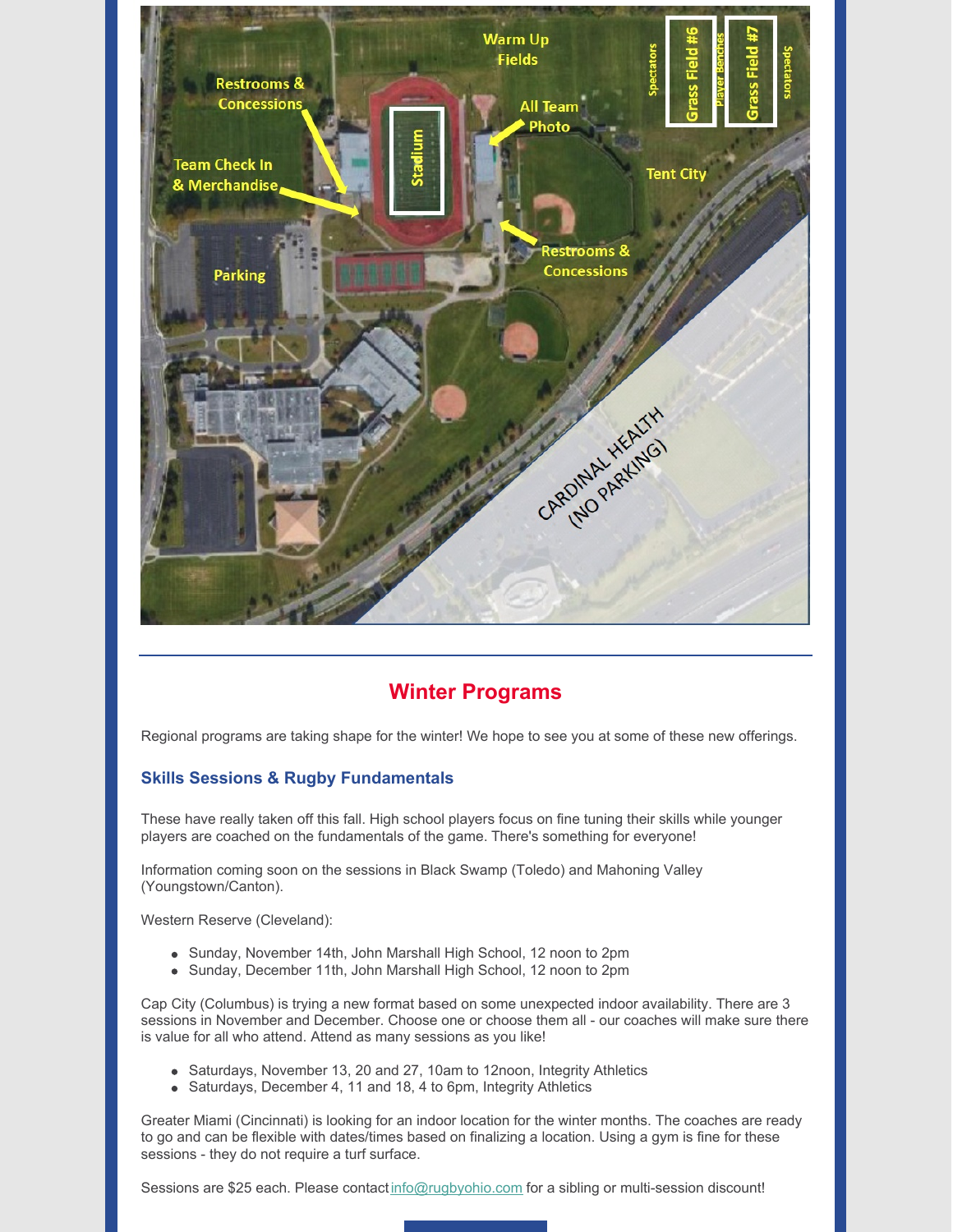## Winter Programs

Regional programs are taking shape for the winter! We hope to see you at some of these new offerings.

### Skills Sessions & Rugby Fundamentals

These have really taken off this fall. High school players focus on fine tuning their skills while younger players are coached on the fundamentals of the game. There's something for everyone!

Information coming soon on the sessions in Black Swamp (Toledo) and Mahoning Valley (Youngstown/Canton).

Western Reserve (Cleveland):

- Sunday, November 14th, John Marshall High School, 12 noon to 2pm
- Sunday, December 11th, John Marshall High School, 12 noon to 2pm

Cap City (Columbus) is trying a new format based on some unexpected indoor availability. There are 3 sessions in November and December. Choose one or choose them all - our coaches will make sure there is value for all who attend. Attend as many sessions as you like!

- Saturdays, November 13, 20 and 27, 10am to 12noon, Integrity Athletics
- Saturdays, December 4, 11 and 18, 4 to 6pm, Integrity Athletics

Greater Miami (Cincinnati) is looking for an indoor location for the winter months. The coaches are ready to go and can be flexible with dates/times based on finalizing a location. Using a gym is fine for these sessions - they do not require a turf surface.

Sessions are $25 each. Please contact info@rugbyohio.com for a sibling or multi-session discount!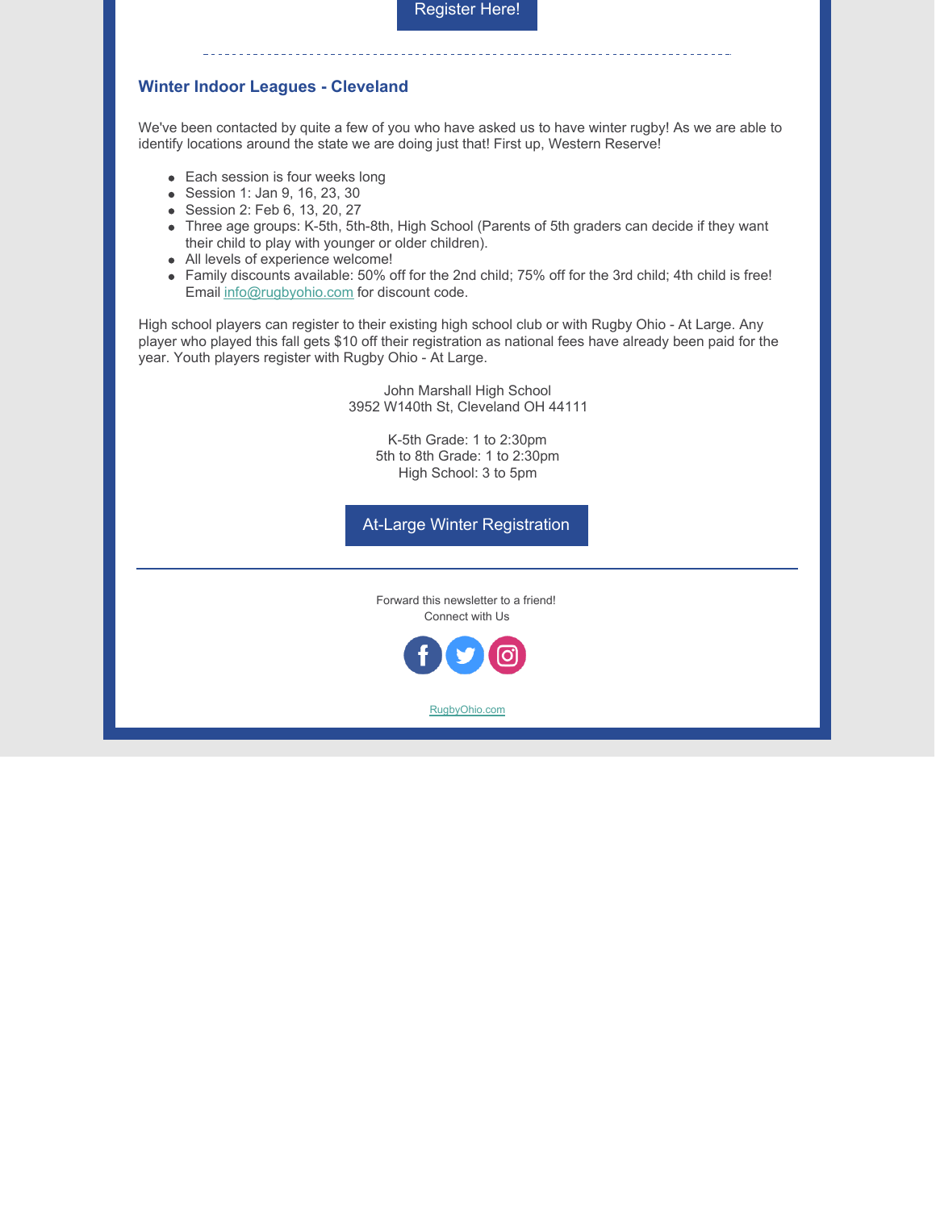Register Here!

---

## Winter Indoor Leagues - Cleveland

We've been contacted by quite a few of you who have asked us to have winter rugby! As we are able to identify locations around the state we are doing just that! First up, Western Reserve!

- Each session is four weeks long
- Session 1: Jan 9, 16, 23, 30
- Session 2: Feb 6, 13, 20, 27
- Three age groups: K-5th, 5th-8th, High School (Parents of 5th graders can decide if they want their child to play with younger or older children).
- All levels of experience welcome!
- Family discounts available: 50% off for the 2nd child; 75% off for the 3rd child; 4th child is free! Email info@rugbyohio.com for discount code.

High school players can register to their existing high school club or with Rugby Ohio - At Large. Any player who played this fall gets $10 off their registration as national fees have already been paid for the year. Youth players register with Rugby Ohio - At Large.

John Marshall High School
3952 W140th St, Cleveland OH 44111

K-5th Grade: 1 to 2:30pm
5th to 8th Grade: 1 to 2:30pm
High School: 3 to 5pm

At-Large Winter Registration

---

Forward this newsletter to a friend!
Connect with Us

RugbyOhio.com